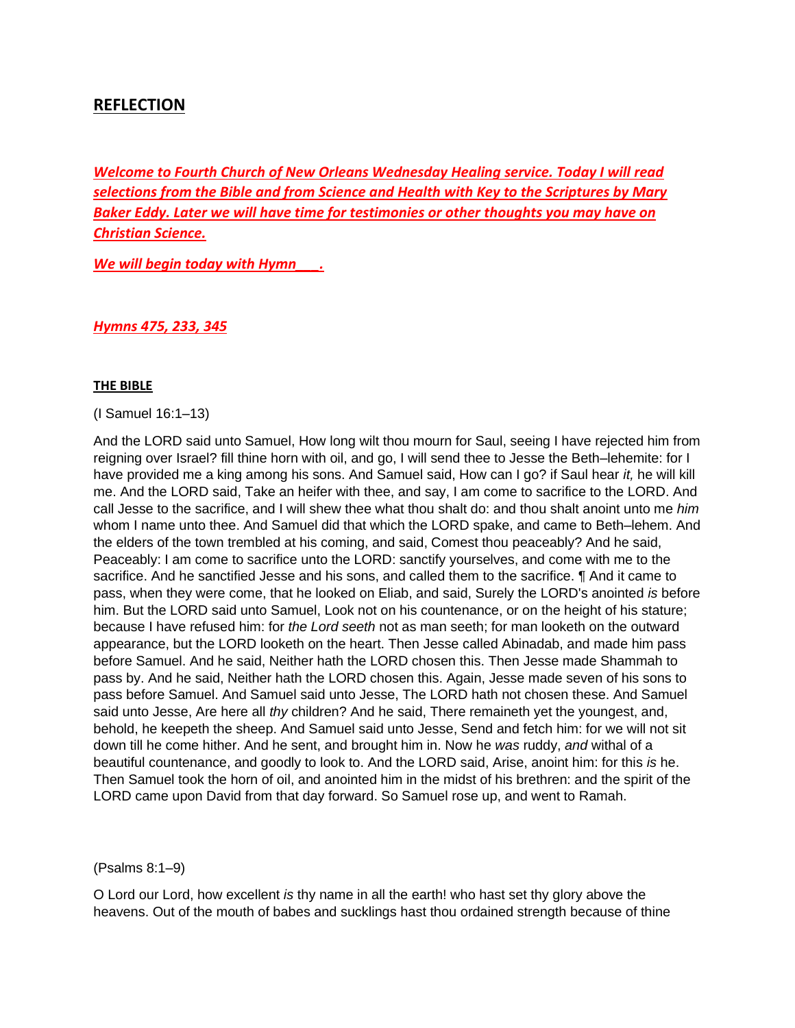## REFLECTION

***Welcome to Fourth Church of New Orleans Wednesday Healing service. Today I will read selections from the Bible and from Science and Health with Key to the Scriptures by Mary Baker Eddy. Later we will have time for testimonies or other thoughts you may have on Christian Science.***

***We will begin today with Hymn___.***

***Hymns 475, 233, 345***

**THE BIBLE**

(I Samuel 16:1–13)

And the LORD said unto Samuel, How long wilt thou mourn for Saul, seeing I have rejected him from reigning over Israel? fill thine horn with oil, and go, I will send thee to Jesse the Beth–lehemite: for I have provided me a king among his sons. And Samuel said, How can I go? if Saul hear *it,* he will kill me. And the LORD said, Take an heifer with thee, and say, I am come to sacrifice to the LORD. And call Jesse to the sacrifice, and I will shew thee what thou shalt do: and thou shalt anoint unto me *him* whom I name unto thee. And Samuel did that which the LORD spake, and came to Beth–lehem. And the elders of the town trembled at his coming, and said, Comest thou peaceably? And he said, Peaceably: I am come to sacrifice unto the LORD: sanctify yourselves, and come with me to the sacrifice. And he sanctified Jesse and his sons, and called them to the sacrifice. ¶ And it came to pass, when they were come, that he looked on Eliab, and said, Surely the LORD's anointed *is* before him. But the LORD said unto Samuel, Look not on his countenance, or on the height of his stature; because I have refused him: for *the Lord seeth* not as man seeth; for man looketh on the outward appearance, but the LORD looketh on the heart. Then Jesse called Abinadab, and made him pass before Samuel. And he said, Neither hath the LORD chosen this. Then Jesse made Shammah to pass by. And he said, Neither hath the LORD chosen this. Again, Jesse made seven of his sons to pass before Samuel. And Samuel said unto Jesse, The LORD hath not chosen these. And Samuel said unto Jesse, Are here all *thy* children? And he said, There remaineth yet the youngest, and, behold, he keepeth the sheep. And Samuel said unto Jesse, Send and fetch him: for we will not sit down till he come hither. And he sent, and brought him in. Now he *was* ruddy, *and* withal of a beautiful countenance, and goodly to look to. And the LORD said, Arise, anoint him: for this *is* he. Then Samuel took the horn of oil, and anointed him in the midst of his brethren: and the spirit of the LORD came upon David from that day forward. So Samuel rose up, and went to Ramah.

(Psalms 8:1–9)

O Lord our Lord, how excellent *is* thy name in all the earth! who hast set thy glory above the heavens. Out of the mouth of babes and sucklings hast thou ordained strength because of thine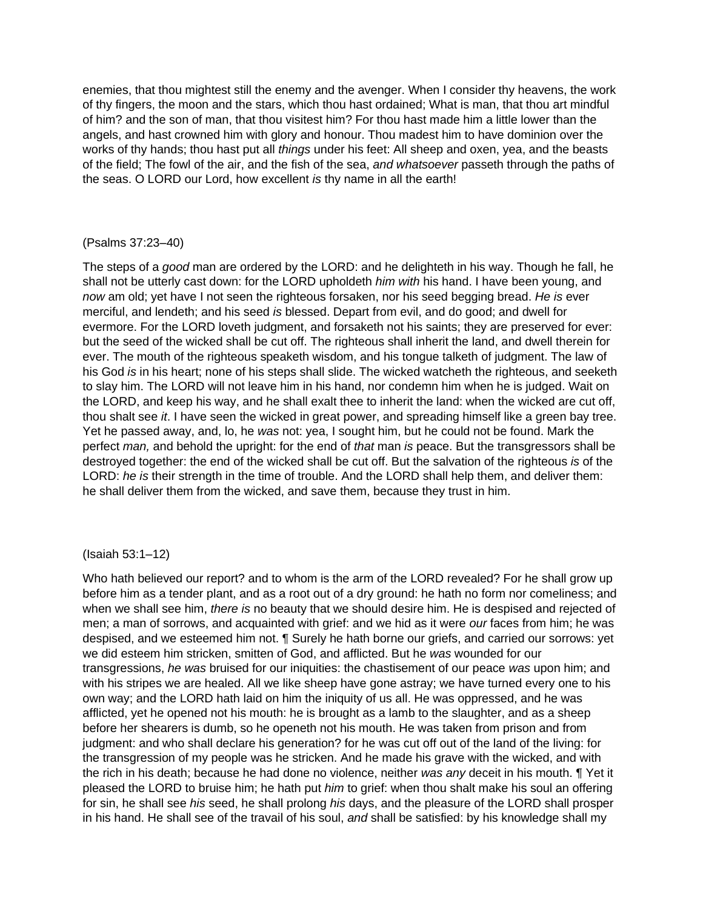enemies, that thou mightest still the enemy and the avenger. When I consider thy heavens, the work of thy fingers, the moon and the stars, which thou hast ordained; What is man, that thou art mindful of him? and the son of man, that thou visitest him? For thou hast made him a little lower than the angels, and hast crowned him with glory and honour. Thou madest him to have dominion over the works of thy hands; thou hast put all *things* under his feet: All sheep and oxen, yea, and the beasts of the field; The fowl of the air, and the fish of the sea, *and whatsoever* passeth through the paths of the seas. O LORD our Lord, how excellent *is* thy name in all the earth!

(Psalms 37:23–40)

The steps of a *good* man are ordered by the LORD: and he delighteth in his way. Though he fall, he shall not be utterly cast down: for the LORD upholdeth *him with* his hand. I have been young, and *now* am old; yet have I not seen the righteous forsaken, nor his seed begging bread. *He is* ever merciful, and lendeth; and his seed *is* blessed. Depart from evil, and do good; and dwell for evermore. For the LORD loveth judgment, and forsaketh not his saints; they are preserved for ever: but the seed of the wicked shall be cut off. The righteous shall inherit the land, and dwell therein for ever. The mouth of the righteous speaketh wisdom, and his tongue talketh of judgment. The law of his God *is* in his heart; none of his steps shall slide. The wicked watcheth the righteous, and seeketh to slay him. The LORD will not leave him in his hand, nor condemn him when he is judged. Wait on the LORD, and keep his way, and he shall exalt thee to inherit the land: when the wicked are cut off, thou shalt see *it*. I have seen the wicked in great power, and spreading himself like a green bay tree. Yet he passed away, and, lo, he *was* not: yea, I sought him, but he could not be found. Mark the perfect *man,* and behold the upright: for the end of *that* man *is* peace. But the transgressors shall be destroyed together: the end of the wicked shall be cut off. But the salvation of the righteous *is* of the LORD: *he is* their strength in the time of trouble. And the LORD shall help them, and deliver them: he shall deliver them from the wicked, and save them, because they trust in him.

(Isaiah 53:1–12)

Who hath believed our report? and to whom is the arm of the LORD revealed? For he shall grow up before him as a tender plant, and as a root out of a dry ground: he hath no form nor comeliness; and when we shall see him, *there is* no beauty that we should desire him. He is despised and rejected of men; a man of sorrows, and acquainted with grief: and we hid as it were *our* faces from him; he was despised, and we esteemed him not. ¶ Surely he hath borne our griefs, and carried our sorrows: yet we did esteem him stricken, smitten of God, and afflicted. But he *was* wounded for our transgressions, *he was* bruised for our iniquities: the chastisement of our peace *was* upon him; and with his stripes we are healed. All we like sheep have gone astray; we have turned every one to his own way; and the LORD hath laid on him the iniquity of us all. He was oppressed, and he was afflicted, yet he opened not his mouth: he is brought as a lamb to the slaughter, and as a sheep before her shearers is dumb, so he openeth not his mouth. He was taken from prison and from judgment: and who shall declare his generation? for he was cut off out of the land of the living: for the transgression of my people was he stricken. And he made his grave with the wicked, and with the rich in his death; because he had done no violence, neither *was any* deceit in his mouth. ¶ Yet it pleased the LORD to bruise him; he hath put *him* to grief: when thou shalt make his soul an offering for sin, he shall see *his* seed, he shall prolong *his* days, and the pleasure of the LORD shall prosper in his hand. He shall see of the travail of his soul, *and* shall be satisfied: by his knowledge shall my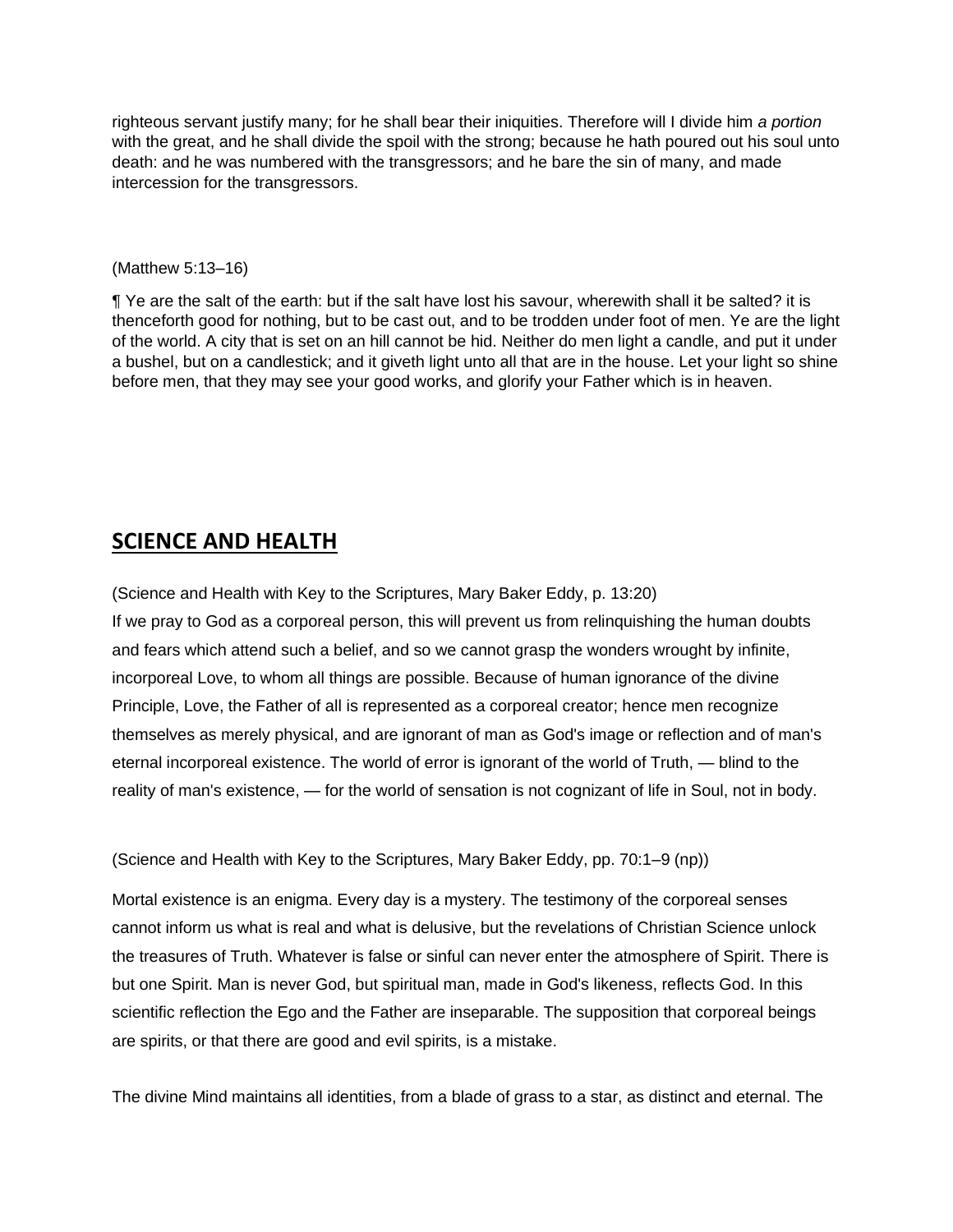righteous servant justify many; for he shall bear their iniquities. Therefore will I divide him *a portion* with the great, and he shall divide the spoil with the strong; because he hath poured out his soul unto death: and he was numbered with the transgressors; and he bare the sin of many, and made intercession for the transgressors.

(Matthew 5:13–16)

¶ Ye are the salt of the earth: but if the salt have lost his savour, wherewith shall it be salted? it is thenceforth good for nothing, but to be cast out, and to be trodden under foot of men. Ye are the light of the world. A city that is set on an hill cannot be hid. Neither do men light a candle, and put it under a bushel, but on a candlestick; and it giveth light unto all that are in the house. Let your light so shine before men, that they may see your good works, and glorify your Father which is in heaven.

## SCIENCE AND HEALTH

(Science and Health with Key to the Scriptures, Mary Baker Eddy, p. 13:20)
If we pray to God as a corporeal person, this will prevent us from relinquishing the human doubts and fears which attend such a belief, and so we cannot grasp the wonders wrought by infinite, incorporeal Love, to whom all things are possible. Because of human ignorance of the divine Principle, Love, the Father of all is represented as a corporeal creator; hence men recognize themselves as merely physical, and are ignorant of man as God's image or reflection and of man's eternal incorporeal existence. The world of error is ignorant of the world of Truth, — blind to the reality of man's existence, — for the world of sensation is not cognizant of life in Soul, not in body.

(Science and Health with Key to the Scriptures, Mary Baker Eddy, pp. 70:1–9 (np))

Mortal existence is an enigma. Every day is a mystery. The testimony of the corporeal senses cannot inform us what is real and what is delusive, but the revelations of Christian Science unlock the treasures of Truth. Whatever is false or sinful can never enter the atmosphere of Spirit. There is but one Spirit. Man is never God, but spiritual man, made in God's likeness, reflects God. In this scientific reflection the Ego and the Father are inseparable. The supposition that corporeal beings are spirits, or that there are good and evil spirits, is a mistake.

The divine Mind maintains all identities, from a blade of grass to a star, as distinct and eternal. The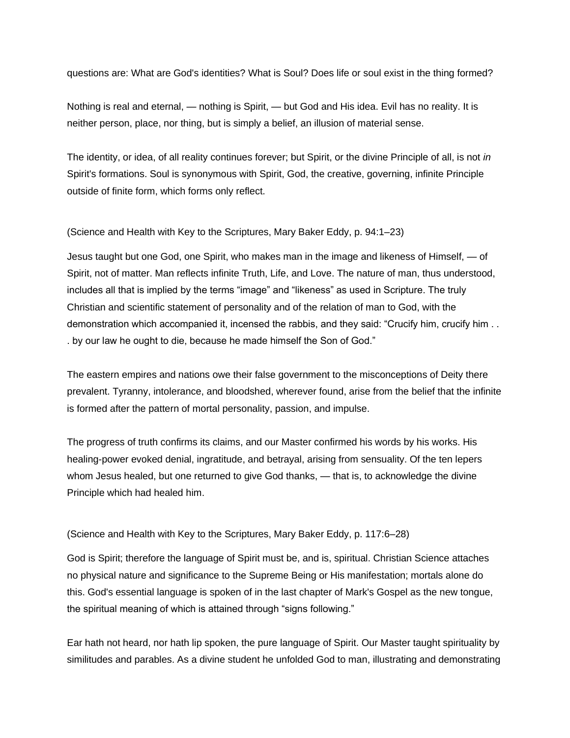questions are: What are God's identities? What is Soul? Does life or soul exist in the thing formed?

Nothing is real and eternal, — nothing is Spirit, — but God and His idea. Evil has no reality. It is neither person, place, nor thing, but is simply a belief, an illusion of material sense.

The identity, or idea, of all reality continues forever; but Spirit, or the divine Principle of all, is not *in* Spirit's formations. Soul is synonymous with Spirit, God, the creative, governing, infinite Principle outside of finite form, which forms only reflect.

(Science and Health with Key to the Scriptures, Mary Baker Eddy, p. 94:1–23)

Jesus taught but one God, one Spirit, who makes man in the image and likeness of Himself, — of Spirit, not of matter. Man reflects infinite Truth, Life, and Love. The nature of man, thus understood, includes all that is implied by the terms “image” and “likeness” as used in Scripture. The truly Christian and scientific statement of personality and of the relation of man to God, with the demonstration which accompanied it, incensed the rabbis, and they said: “Crucify him, crucify him . . . by our law he ought to die, because he made himself the Son of God.”

The eastern empires and nations owe their false government to the misconceptions of Deity there prevalent. Tyranny, intolerance, and bloodshed, wherever found, arise from the belief that the infinite is formed after the pattern of mortal personality, passion, and impulse.

The progress of truth confirms its claims, and our Master confirmed his words by his works. His healing-power evoked denial, ingratitude, and betrayal, arising from sensuality. Of the ten lepers whom Jesus healed, but one returned to give God thanks, — that is, to acknowledge the divine Principle which had healed him.

(Science and Health with Key to the Scriptures, Mary Baker Eddy, p. 117:6–28)

God is Spirit; therefore the language of Spirit must be, and is, spiritual. Christian Science attaches no physical nature and significance to the Supreme Being or His manifestation; mortals alone do this. God's essential language is spoken of in the last chapter of Mark's Gospel as the new tongue, the spiritual meaning of which is attained through “signs following.”

Ear hath not heard, nor hath lip spoken, the pure language of Spirit. Our Master taught spirituality by similitudes and parables. As a divine student he unfolded God to man, illustrating and demonstrating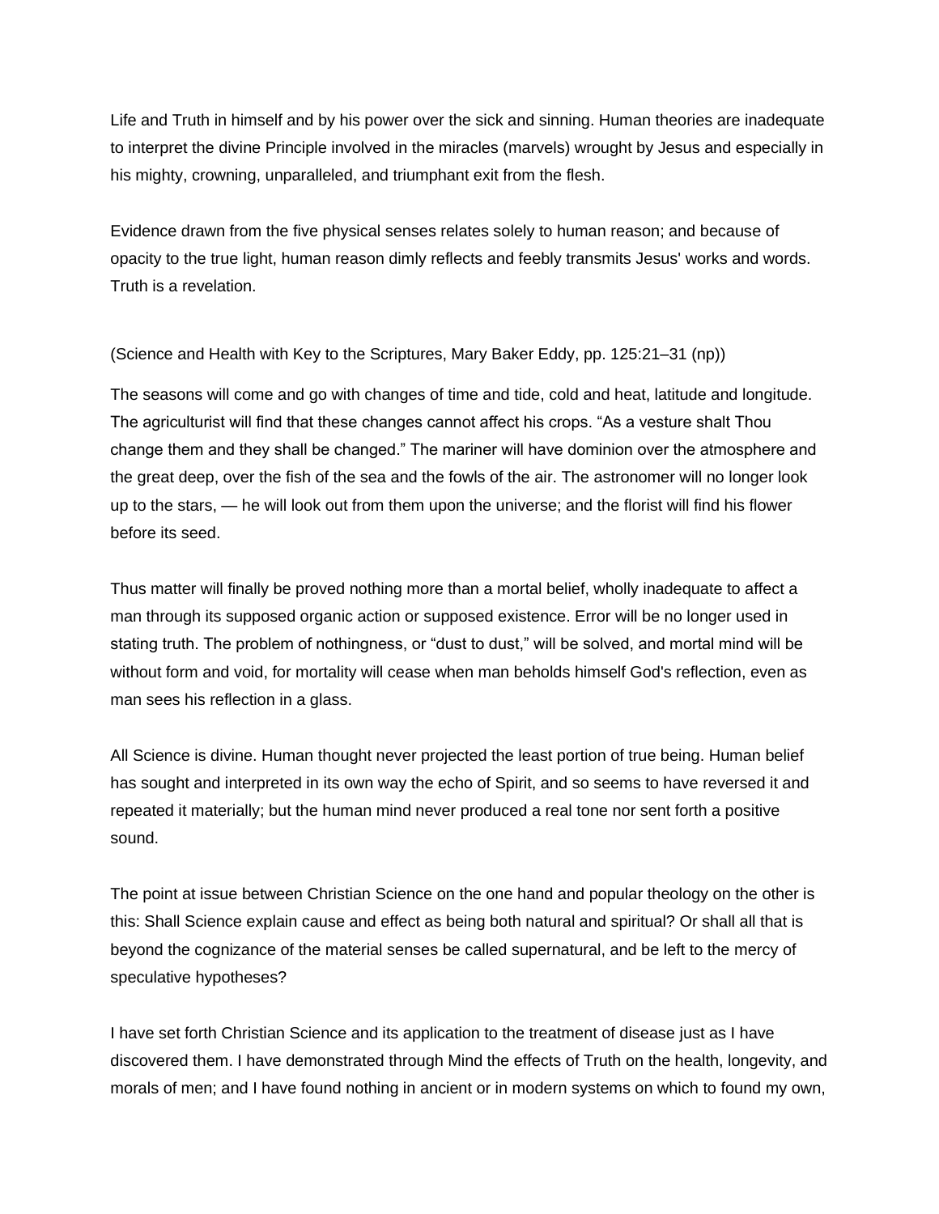Life and Truth in himself and by his power over the sick and sinning. Human theories are inadequate to interpret the divine Principle involved in the miracles (marvels) wrought by Jesus and especially in his mighty, crowning, unparalleled, and triumphant exit from the flesh.

Evidence drawn from the five physical senses relates solely to human reason; and because of opacity to the true light, human reason dimly reflects and feebly transmits Jesus' works and words. Truth is a revelation.

(Science and Health with Key to the Scriptures, Mary Baker Eddy, pp. 125:21–31 (np))

The seasons will come and go with changes of time and tide, cold and heat, latitude and longitude. The agriculturist will find that these changes cannot affect his crops. “As a vesture shalt Thou change them and they shall be changed.” The mariner will have dominion over the atmosphere and the great deep, over the fish of the sea and the fowls of the air. The astronomer will no longer look up to the stars, — he will look out from them upon the universe; and the florist will find his flower before its seed.

Thus matter will finally be proved nothing more than a mortal belief, wholly inadequate to affect a man through its supposed organic action or supposed existence. Error will be no longer used in stating truth. The problem of nothingness, or “dust to dust,” will be solved, and mortal mind will be without form and void, for mortality will cease when man beholds himself God's reflection, even as man sees his reflection in a glass.

All Science is divine. Human thought never projected the least portion of true being. Human belief has sought and interpreted in its own way the echo of Spirit, and so seems to have reversed it and repeated it materially; but the human mind never produced a real tone nor sent forth a positive sound.

The point at issue between Christian Science on the one hand and popular theology on the other is this: Shall Science explain cause and effect as being both natural and spiritual? Or shall all that is beyond the cognizance of the material senses be called supernatural, and be left to the mercy of speculative hypotheses?

I have set forth Christian Science and its application to the treatment of disease just as I have discovered them. I have demonstrated through Mind the effects of Truth on the health, longevity, and morals of men; and I have found nothing in ancient or in modern systems on which to found my own,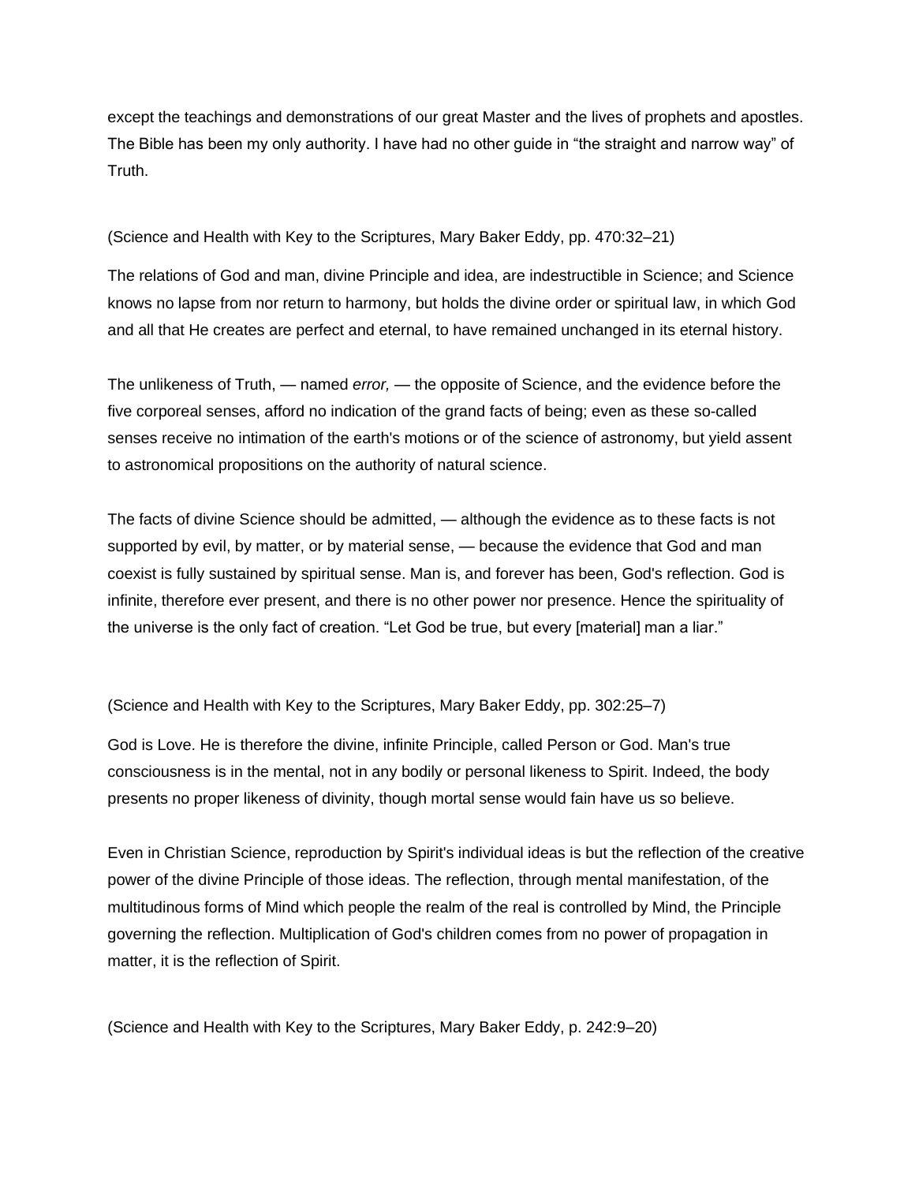except the teachings and demonstrations of our great Master and the lives of prophets and apostles. The Bible has been my only authority. I have had no other guide in “the straight and narrow way” of Truth.

(Science and Health with Key to the Scriptures, Mary Baker Eddy, pp. 470:32–21)

The relations of God and man, divine Principle and idea, are indestructible in Science; and Science knows no lapse from nor return to harmony, but holds the divine order or spiritual law, in which God and all that He creates are perfect and eternal, to have remained unchanged in its eternal history.

The unlikeness of Truth, — named *error,* — the opposite of Science, and the evidence before the five corporeal senses, afford no indication of the grand facts of being; even as these so-called senses receive no intimation of the earth's motions or of the science of astronomy, but yield assent to astronomical propositions on the authority of natural science.

The facts of divine Science should be admitted, — although the evidence as to these facts is not supported by evil, by matter, or by material sense, — because the evidence that God and man coexist is fully sustained by spiritual sense. Man is, and forever has been, God's reflection. God is infinite, therefore ever present, and there is no other power nor presence. Hence the spirituality of the universe is the only fact of creation. “Let God be true, but every [material] man a liar.”

(Science and Health with Key to the Scriptures, Mary Baker Eddy, pp. 302:25–7)

God is Love. He is therefore the divine, infinite Principle, called Person or God. Man's true consciousness is in the mental, not in any bodily or personal likeness to Spirit. Indeed, the body presents no proper likeness of divinity, though mortal sense would fain have us so believe.

Even in Christian Science, reproduction by Spirit's individual ideas is but the reflection of the creative power of the divine Principle of those ideas. The reflection, through mental manifestation, of the multitudinous forms of Mind which people the realm of the real is controlled by Mind, the Principle governing the reflection. Multiplication of God's children comes from no power of propagation in matter, it is the reflection of Spirit.

(Science and Health with Key to the Scriptures, Mary Baker Eddy, p. 242:9–20)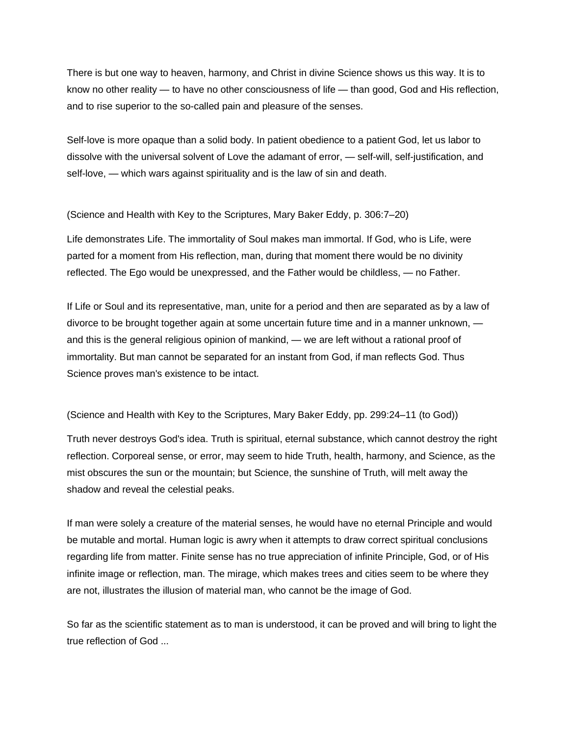There is but one way to heaven, harmony, and Christ in divine Science shows us this way. It is to know no other reality — to have no other consciousness of life — than good, God and His reflection, and to rise superior to the so-called pain and pleasure of the senses.

Self-love is more opaque than a solid body. In patient obedience to a patient God, let us labor to dissolve with the universal solvent of Love the adamant of error, — self-will, self-justification, and self-love, — which wars against spirituality and is the law of sin and death.

(Science and Health with Key to the Scriptures, Mary Baker Eddy, p. 306:7–20)

Life demonstrates Life. The immortality of Soul makes man immortal. If God, who is Life, were parted for a moment from His reflection, man, during that moment there would be no divinity reflected. The Ego would be unexpressed, and the Father would be childless, — no Father.

If Life or Soul and its representative, man, unite for a period and then are separated as by a law of divorce to be brought together again at some uncertain future time and in a manner unknown, — and this is the general religious opinion of mankind, — we are left without a rational proof of immortality. But man cannot be separated for an instant from God, if man reflects God. Thus Science proves man's existence to be intact.

(Science and Health with Key to the Scriptures, Mary Baker Eddy, pp. 299:24–11 (to God))

Truth never destroys God's idea. Truth is spiritual, eternal substance, which cannot destroy the right reflection. Corporeal sense, or error, may seem to hide Truth, health, harmony, and Science, as the mist obscures the sun or the mountain; but Science, the sunshine of Truth, will melt away the shadow and reveal the celestial peaks.

If man were solely a creature of the material senses, he would have no eternal Principle and would be mutable and mortal. Human logic is awry when it attempts to draw correct spiritual conclusions regarding life from matter. Finite sense has no true appreciation of infinite Principle, God, or of His infinite image or reflection, man. The mirage, which makes trees and cities seem to be where they are not, illustrates the illusion of material man, who cannot be the image of God.

So far as the scientific statement as to man is understood, it can be proved and will bring to light the true reflection of God ...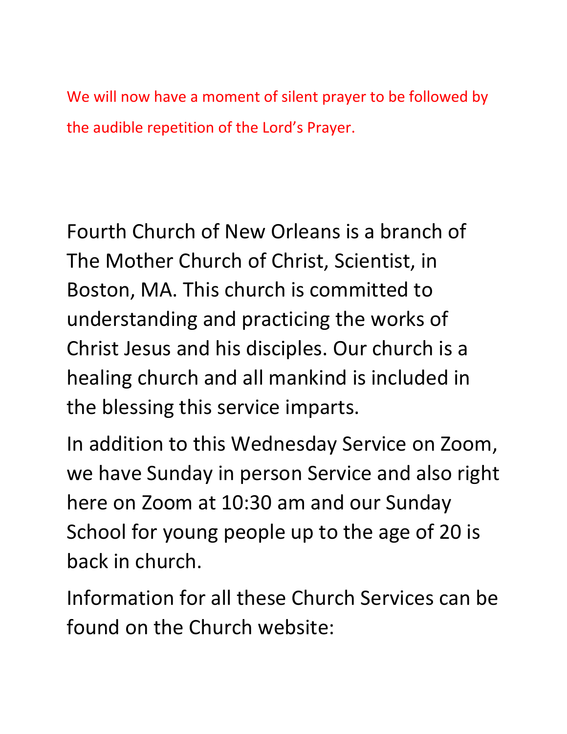We will now have a moment of silent prayer to be followed by the audible repetition of the Lord's Prayer.

Fourth Church of New Orleans is a branch of The Mother Church of Christ, Scientist, in Boston, MA. This church is committed to understanding and practicing the works of Christ Jesus and his disciples. Our church is a healing church and all mankind is included in the blessing this service imparts.

In addition to this Wednesday Service on Zoom, we have Sunday in person Service and also right here on Zoom at 10:30 am and our Sunday School for young people up to the age of 20 is back in church.

Information for all these Church Services can be found on the Church website: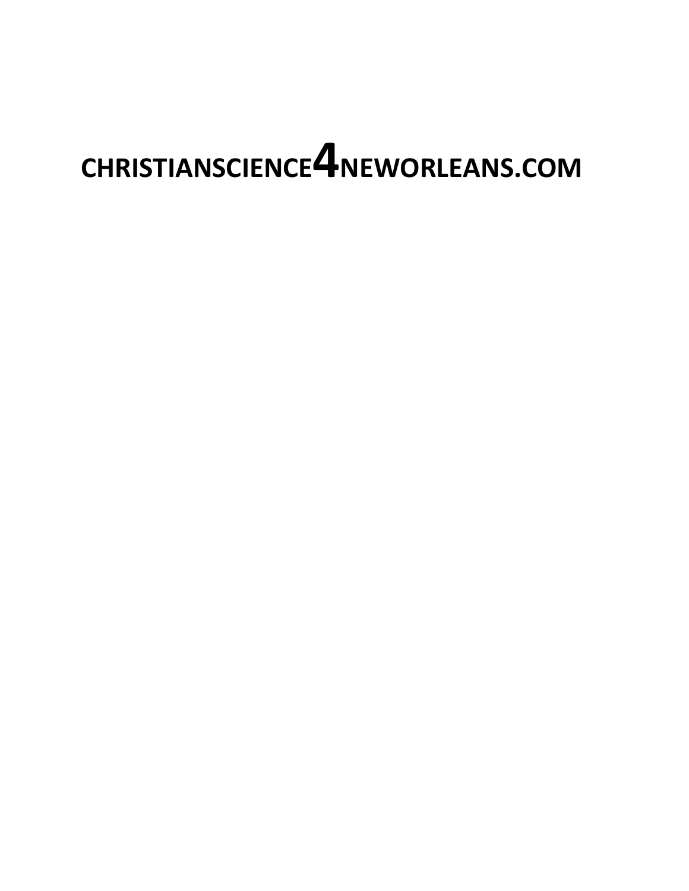**CHRISTIANSCIENCE4NEWORLEANS.COM**